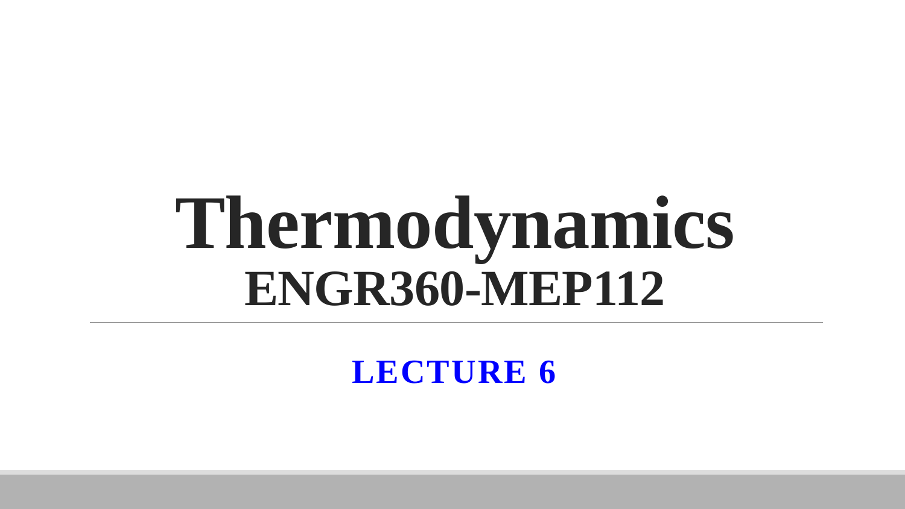# Thermodynamics
## ENGR360-MEP112

---

**LECTURE 6**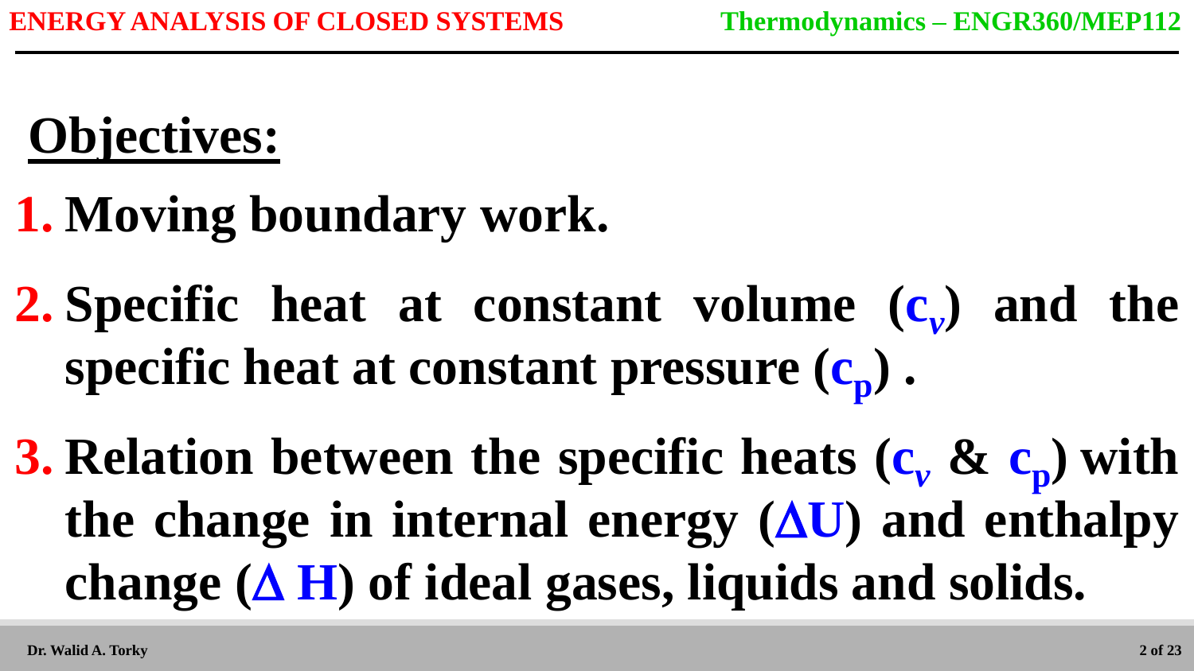# Objectives:

1. **Moving boundary work.**
2. **Specific heat at constant volume ($c_v$) and the specific heat at constant pressure ($c_p$) .**
3. **Relation between the specific heats ($c_v$ & $c_p$) with the change in internal energy ($\Delta U$) and enthalpy change ($\Delta H$) of ideal gases, liquids and solids.**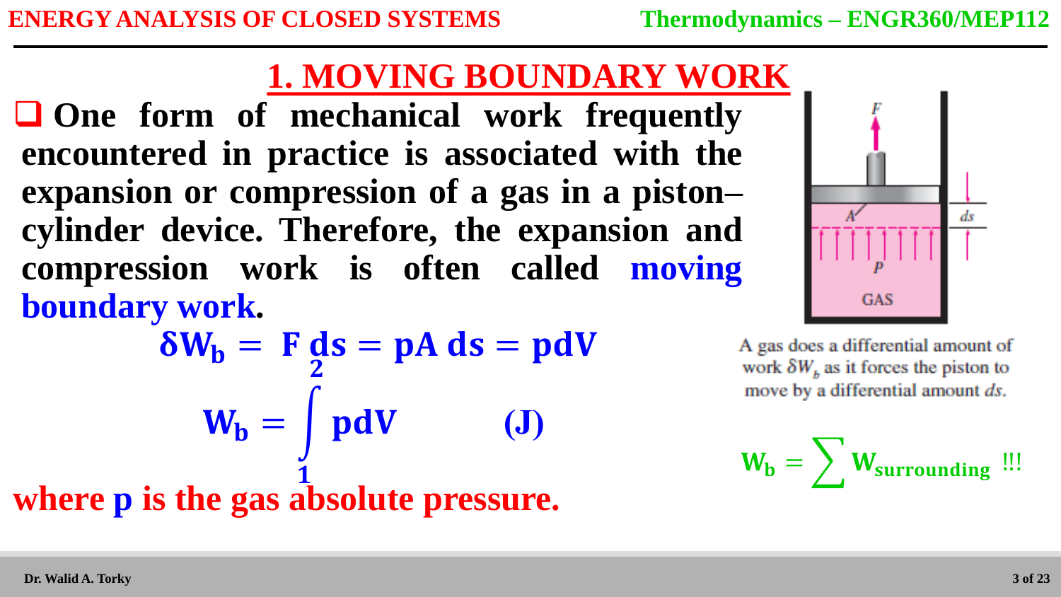# 1. MOVING BOUNDARY WORK

- **One form of mechanical work frequently encountered in practice is associated with the expansion or compression of a gas in a piston–cylinder device. Therefore, the expansion and compression work is often called moving boundary work.**

$$\delta W_b = F\,ds = pA\,ds = p\,dV$$

$$W_b = \int_1^2 p\,dV \qquad \text{(J)}$$

**where p is the gas absolute pressure.**

A gas does a differential amount of work $\delta W_b$ as it forces the piston to move by a differential amount $ds$.

$$W_b = \sum W_{surrounding} \text{ !!!}$$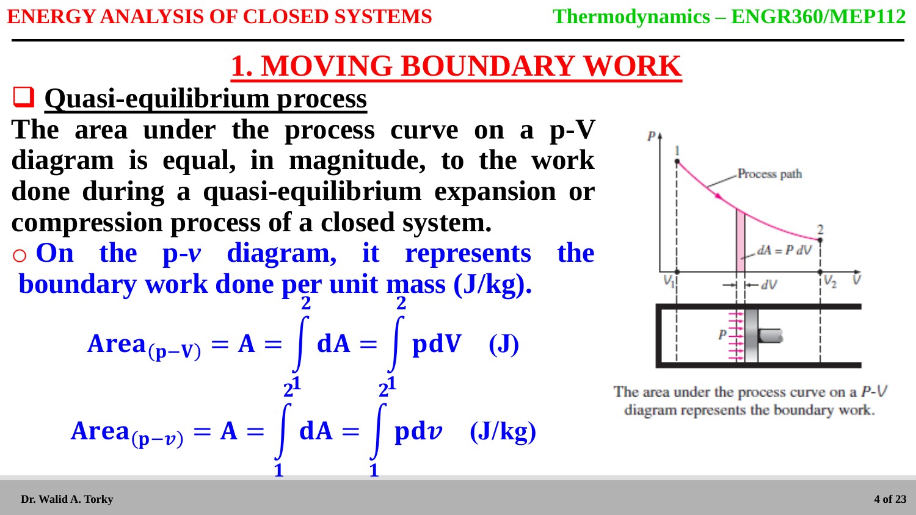# 1. MOVING BOUNDARY WORK

## Quasi-equilibrium process

**The area under the process curve on a p-V diagram is equal, in magnitude, to the work done during a quasi-equilibrium expansion or compression process of a closed system.**

- **On the p-*v* diagram, it represents the boundary work done per unit mass (J/kg).**

$$\text{Area}_{(p-V)} = A = \int_1^2 dA = \int_1^2 p\,dV \quad \text{(J)}$$

$$\text{Area}_{(p-v)} = A = \int_1^2 dA = \int_1^2 p\,dv \quad \text{(J/kg)}$$

The area under the process curve on a P-V diagram represents the boundary work.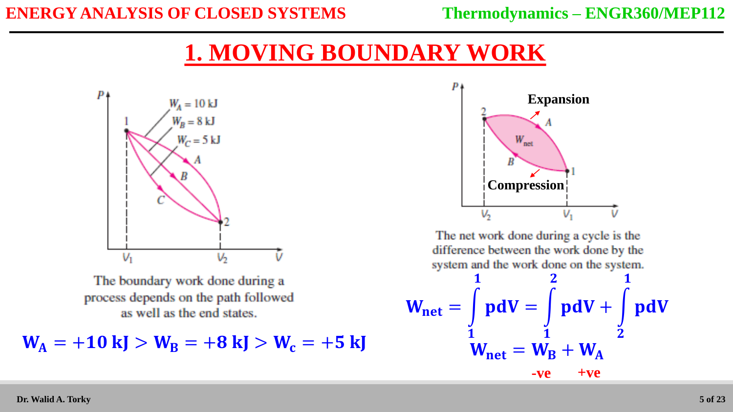# 1. MOVING BOUNDARY WORK

The boundary work done during a process depends on the path followed as well as the end states.

$$\mathbf{W_A = +10\ kJ > W_B = +8\ kJ > W_c = +5\ kJ}$$

Expansion

Compression

The net work done during a cycle is the difference between the work done by the system and the work done on the system.

$$\mathbf{W_{net} = \int_1^1 pdV = \int_1^2 pdV + \int_2^1 pdV}$$

$$\mathbf{W_{net} = W_B + W_A}$$

-ve　　+ve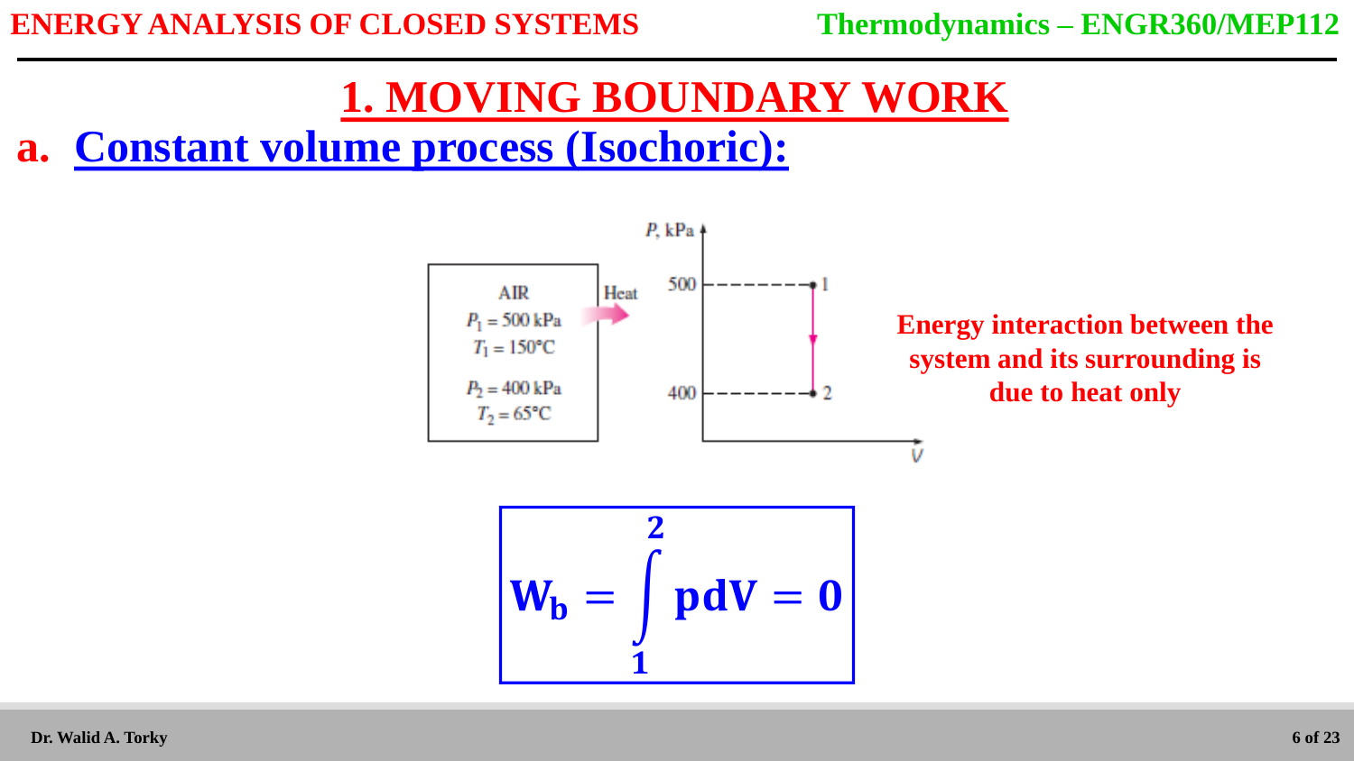# 1. MOVING BOUNDARY WORK

## a. Constant volume process (Isochoric):

AIR
$P_1 = 500$ kPa
$T_1 = 150°C$
$P_2 = 400$ kPa
$T_2 = 65°C$

Heat

P, kPa

500

400

V

**Energy interaction between the system and its surrounding is due to heat only**

$$\mathbf{W_b = \int_1^2 pdV = 0}$$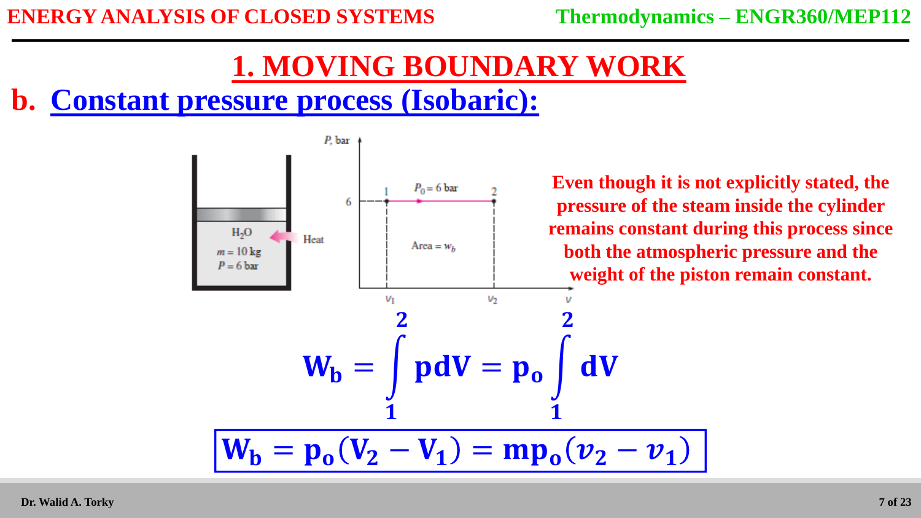# 1. MOVING BOUNDARY WORK

## b. Constant pressure process (Isobaric):

$H_2O$
$m = 10$ kg
$P = 6$ bar

Heat

P, bar

6

1 $P_0 = 6$ bar 2

Area = $w_b$

$v_1$ $v_2$ $v$

**Even though it is not explicitly stated, the pressure of the steam inside the cylinder remains constant during this process since both the atmospheric pressure and the weight of the piston remain constant.**

$$W_b = \int_1^2 p dV = p_o \int_1^2 dV$$

$$\boxed{W_b = p_o(V_2 - V_1) = m p_o(v_2 - v_1)}$$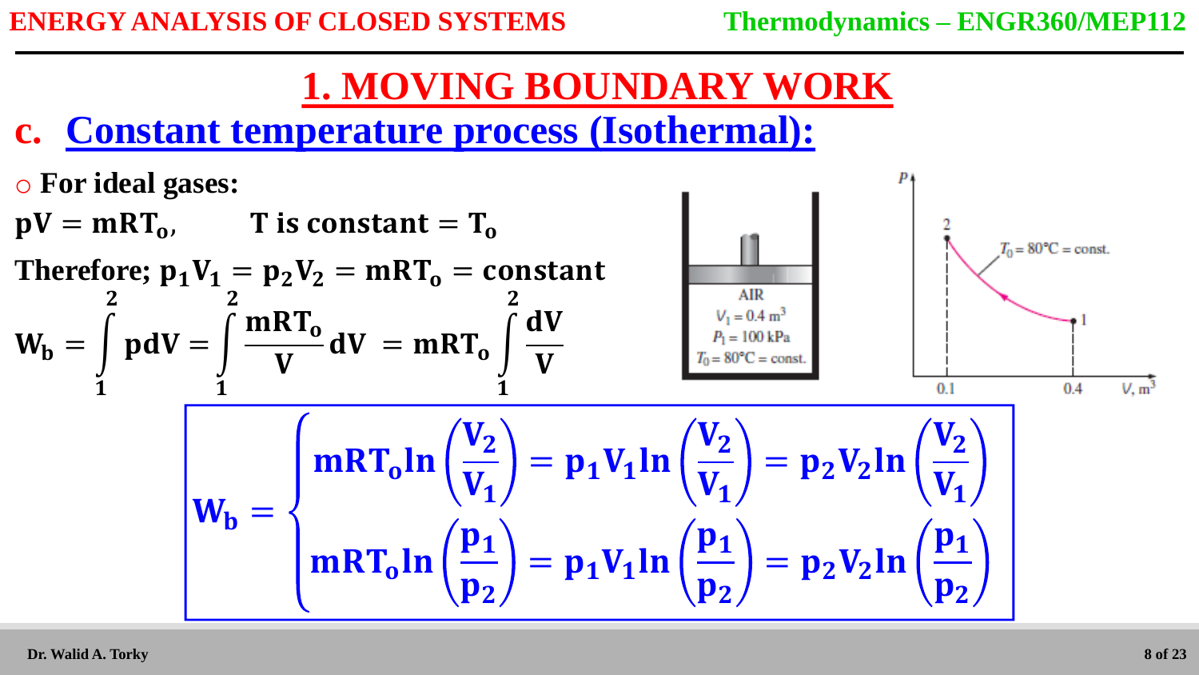# 1. MOVING BOUNDARY WORK

## c. Constant temperature process (Isothermal):

- **For ideal gases:**

$\mathbf{pV = mRT_o}$, **T is constant** $= \mathbf{T_o}$

**Therefore;** $\mathbf{p_1V_1 = p_2V_2 = mRT_o = constant}$

$$W_b = \int_1^2 p\,dV = \int_1^2 \frac{mRT_o}{V}\,dV = mRT_o \int_1^2 \frac{dV}{V}$$

AIR
$V_1 = 0.4\ m^3$
$P_1 = 100\ kPa$
$T_0 = 80°C = const.$

$T_0 = 80°C = const.$

$$W_b = \begin{cases} mRT_o \ln\left(\dfrac{V_2}{V_1}\right) = p_1V_1 \ln\left(\dfrac{V_2}{V_1}\right) = p_2V_2 \ln\left(\dfrac{V_2}{V_1}\right) \\ mRT_o \ln\left(\dfrac{p_1}{p_2}\right) = p_1V_1 \ln\left(\dfrac{p_1}{p_2}\right) = p_2V_2 \ln\left(\dfrac{p_1}{p_2}\right) \end{cases}$$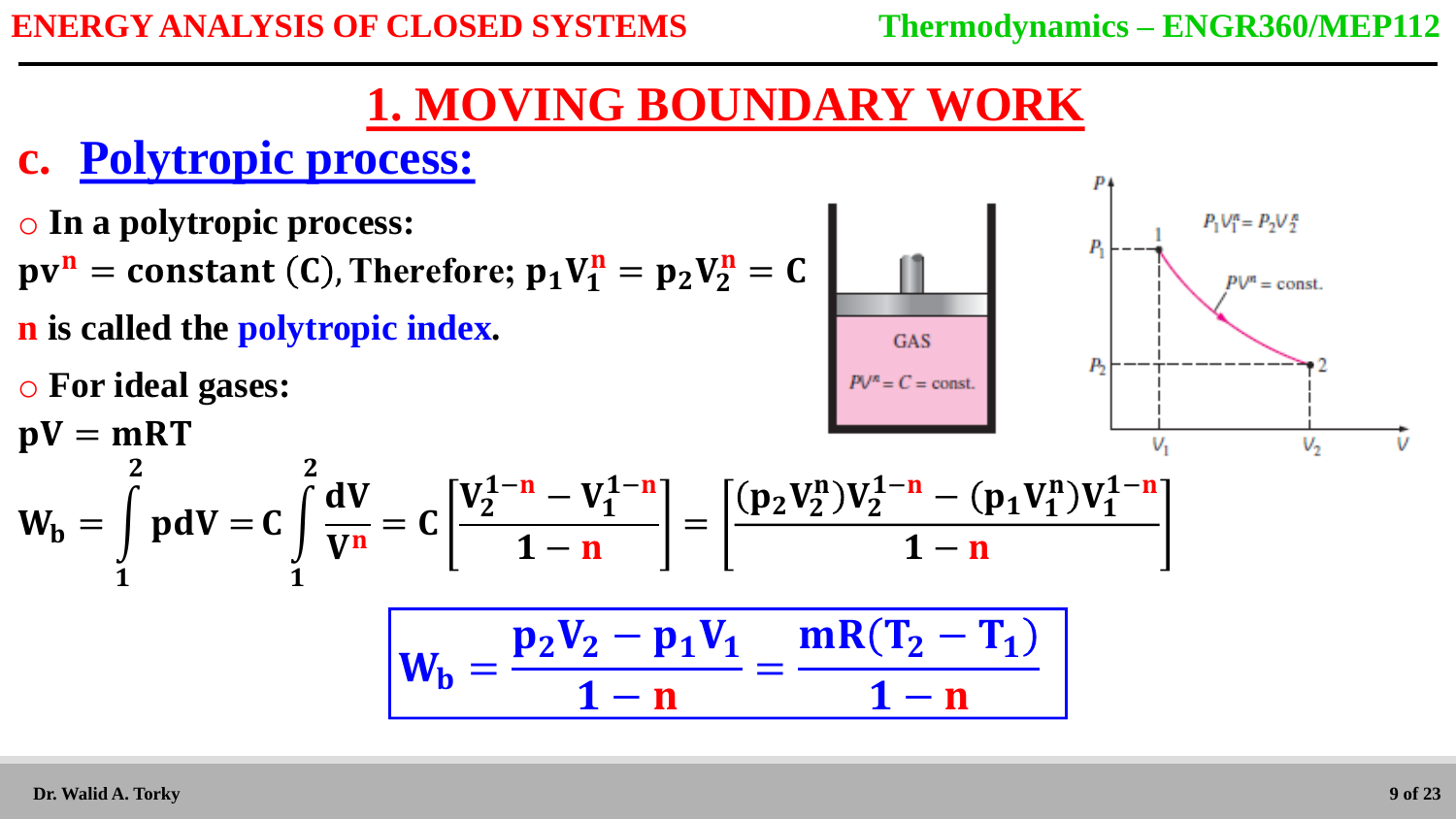# 1. MOVING BOUNDARY WORK

## c. Polytropic process:

- **In a polytropic process:**

**$pv^n$ = constant (C), Therefore; $p_1V_1^n = p_2V_2^n = C$**

**n is called the polytropic index.**

- **For ideal gases:**

**$pV = mRT$**

$$W_b = \int_1^2 p\,dV = C\int_1^2 \frac{dV}{V^n} = C\left[\frac{V_2^{1-n} - V_1^{1-n}}{1-n}\right] = \left[\frac{(p_2V_2^n)V_2^{1-n} - (p_1V_1^n)V_1^{1-n}}{1-n}\right]$$

$$W_b = \frac{p_2V_2 - p_1V_1}{1-n} = \frac{mR(T_2 - T_1)}{1-n}$$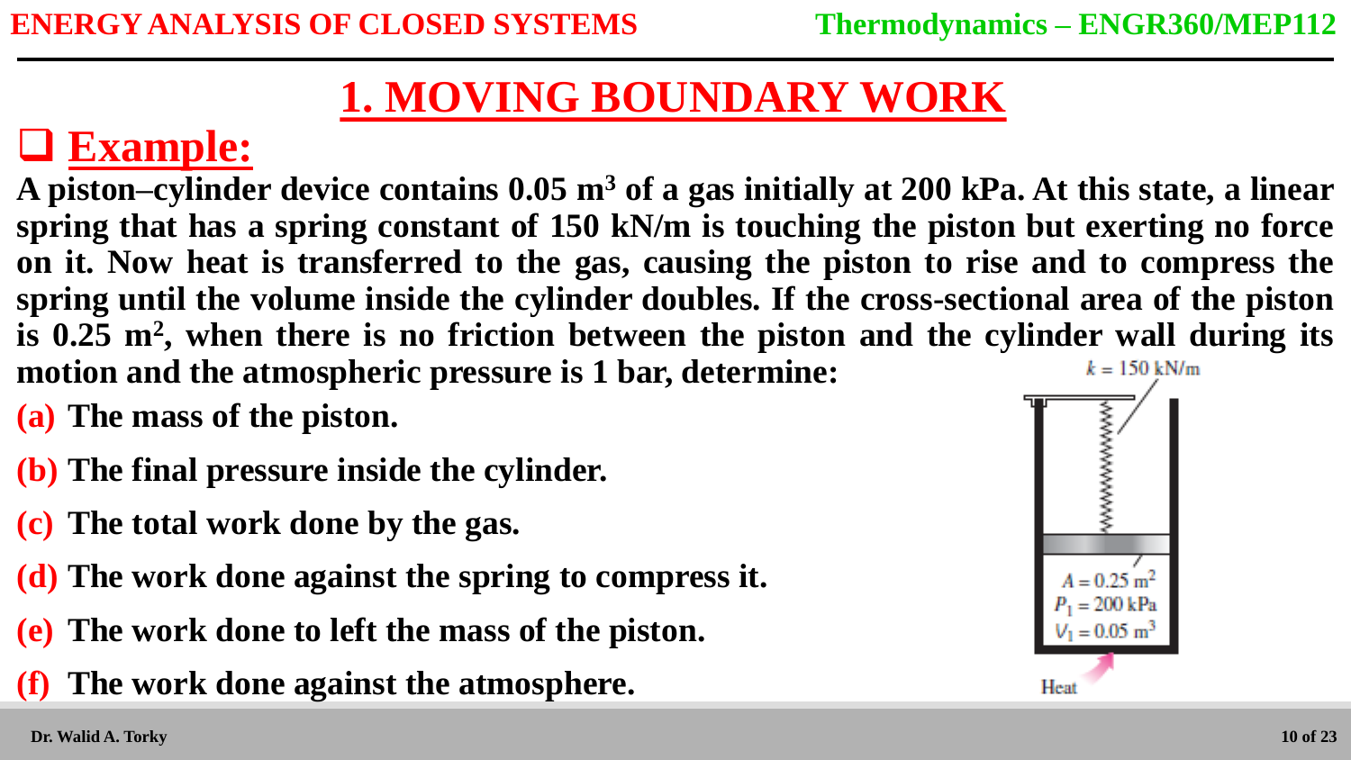# 1. MOVING BOUNDARY WORK

## Example:

**A piston–cylinder device contains 0.05 $m^3$ of a gas initially at 200 kPa. At this state, a linear spring that has a spring constant of 150 kN/m is touching the piston but exerting no force on it. Now heat is transferred to the gas, causing the piston to rise and to compress the spring until the volume inside the cylinder doubles. If the cross-sectional area of the piston is 0.25 $m^2$, when there is no friction between the piston and the cylinder wall during its motion and the atmospheric pressure is 1 bar, determine:**

**(a)** **The mass of the piston.**

**(b)** **The final pressure inside the cylinder.**

**(c)** **The total work done by the gas.**

**(d)** **The work done against the spring to compress it.**

**(e)** **The work done to left the mass of the piston.**

**(f)** **The work done against the atmosphere.**

$k = 150$ kN/m

$A = 0.25\ m^2$

$P_1 = 200$ kPa

$V_1 = 0.05\ m^3$

Heat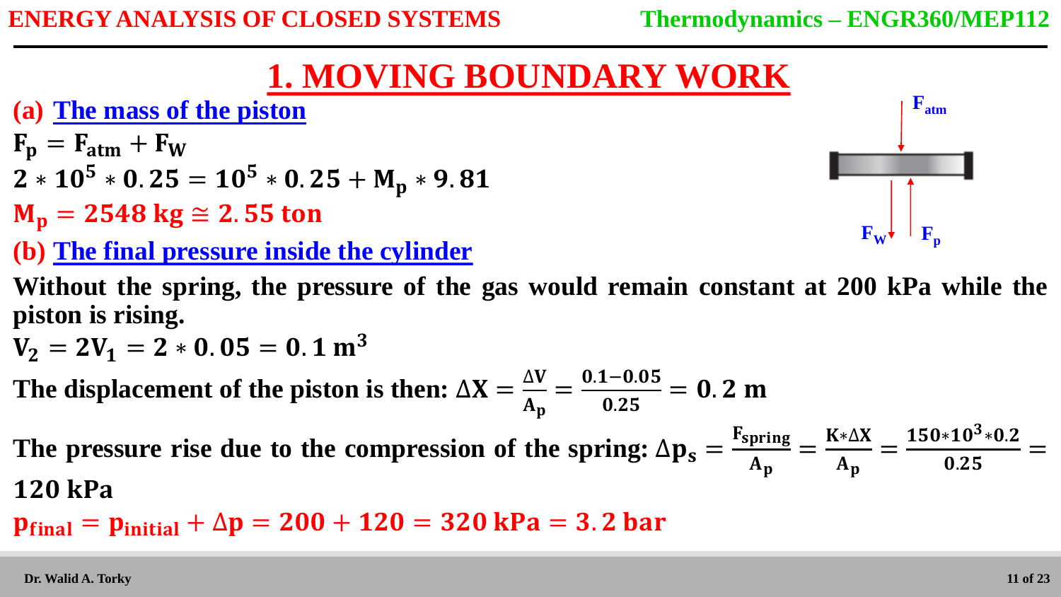# 1. MOVING BOUNDARY WORK

## (a) The mass of the piston

$$F_p = F_{atm} + F_W$$

$$2 * 10^5 * 0.25 = 10^5 * 0.25 + M_p * 9.81$$

$$M_p = 2548 \text{ kg} \cong 2.55 \text{ ton}$$

$F_{atm}$

$F_W$ $F_p$

## (b) The final pressure inside the cylinder

**Without the spring, the pressure of the gas would remain constant at 200 kPa while the piston is rising.**

$$V_2 = 2V_1 = 2 * 0.05 = 0.1 \text{ m}^3$$

**The displacement of the piston is then:** $\Delta X = \frac{\Delta V}{A_p} = \frac{0.1 - 0.05}{0.25} = 0.2 \text{ m}$

**The pressure rise due to the compression of the spring:** $\Delta p_s = \frac{F_{spring}}{A_p} = \frac{K * \Delta X}{A_p} = \frac{150 * 10^3 * 0.2}{0.25} = 120 \text{ kPa}$

$$p_{final} = p_{initial} + \Delta p = 200 + 120 = 320 \text{ kPa} = 3.2 \text{ bar}$$

Dr. Walid A. Torky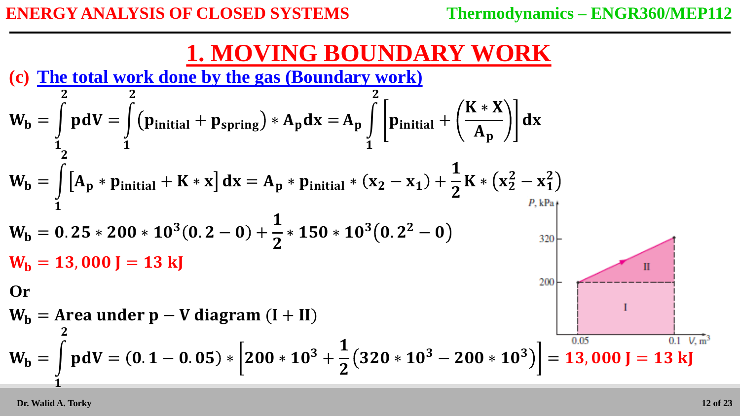# 1. MOVING BOUNDARY WORK

## (c) The total work done by the gas (Boundary work)

$$W_b = \int_1^2 p\,dV = \int_1^2 \left(p_{initial} + p_{spring}\right) * A_p dx = A_p \int_1^2 \left[p_{initial} + \left(\frac{K * X}{A_p}\right)\right] dx$$

$$W_b = \int_1^2 \left[A_p * p_{initial} + K * x\right] dx = A_p * p_{initial} * (x_2 - x_1) + \frac{1}{2} K * \left(x_2^2 - x_1^2\right)$$

$$W_b = 0.25 * 200 * 10^3 (0.2 - 0) + \frac{1}{2} * 150 * 10^3 \left(0.2^2 - 0\right)$$

$$W_b = 13,000 \text{ J} = 13 \text{ kJ}$$

**Or**

$$W_b = \text{Area under p} - \text{V diagram (I + II)}$$

$$W_b = \int_1^2 p\,dV = (0.1 - 0.05) * \left[200 * 10^3 + \frac{1}{2}\left(320 * 10^3 - 200 * 10^3\right)\right] = 13,000 \text{ J} = 13 \text{ kJ}$$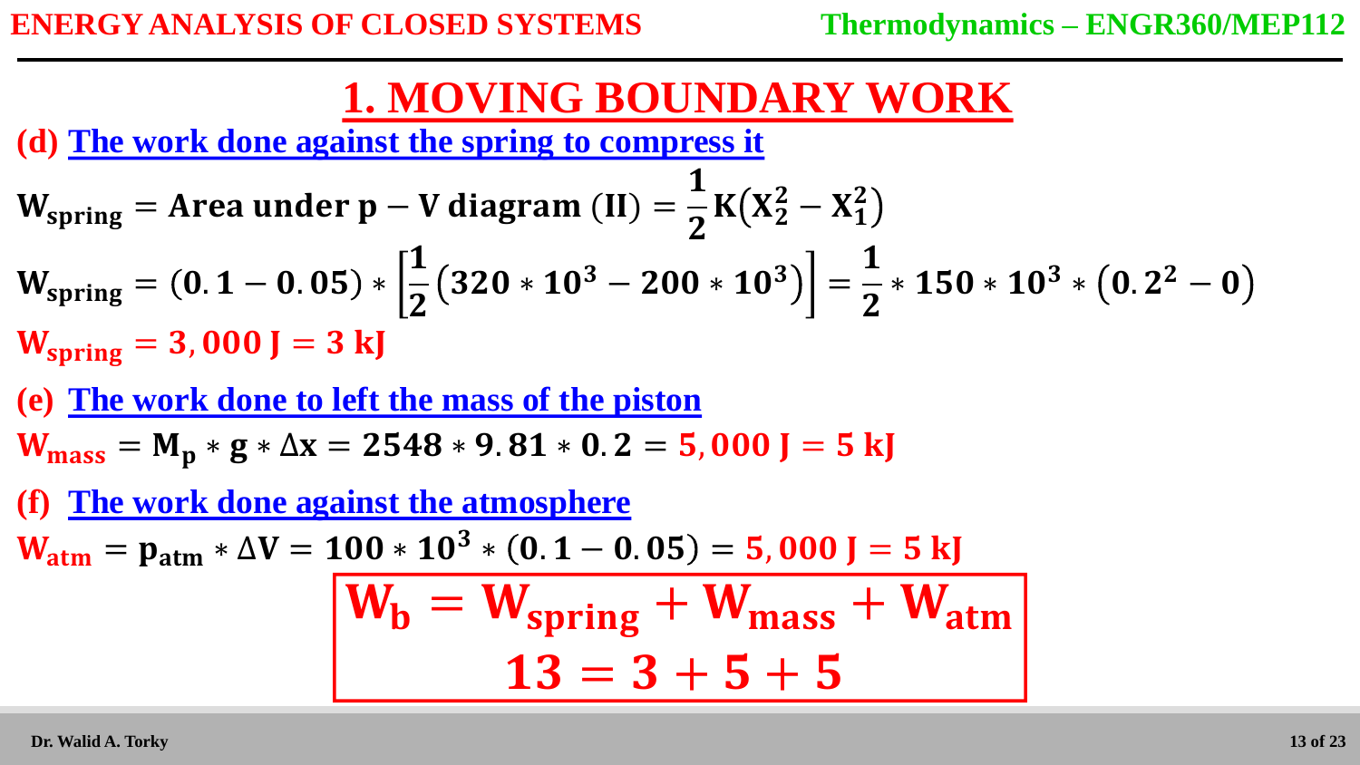# 1. MOVING BOUNDARY WORK

**(d) The work done against the spring to compress it**

$$\mathbf{W_{spring} = Area\ under\ p - V\ diagram\ (II) = \frac{1}{2}K\left(X_2^2 - X_1^2\right)}$$

$$\mathbf{W_{spring} = (0.1 - 0.05) * \left[\frac{1}{2}\left(320 * 10^3 - 200 * 10^3\right)\right] = \frac{1}{2} * 150 * 10^3 * \left(0.2^2 - 0\right)}$$

$$\mathbf{W_{spring} = 3,000\ J = 3\ kJ}$$

**(e) The work done to left the mass of the piston**

$$\mathbf{W_{mass} = M_p * g * \Delta x = 2548 * 9.81 * 0.2 = 5,000\ J = 5\ kJ}$$

**(f) The work done against the atmosphere**

$$\mathbf{W_{atm} = p_{atm} * \Delta V = 100 * 10^3 * (0.1 - 0.05) = 5,000\ J = 5\ kJ}$$

$$\mathbf{W_b = W_{spring} + W_{mass} + W_{atm}}$$

$$\mathbf{13 = 3 + 5 + 5}$$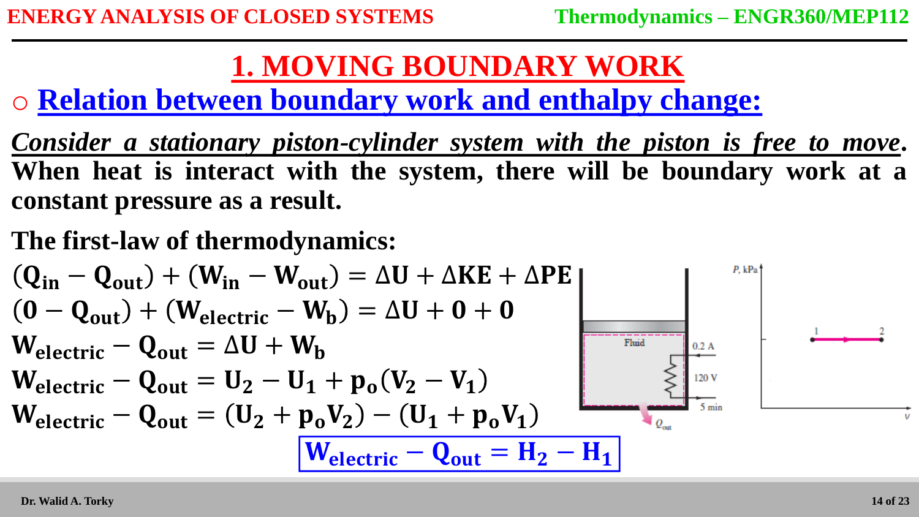# 1. MOVING BOUNDARY WORK

## ○ Relation between boundary work and enthalpy change:

***Consider a stationary piston-cylinder system with the piston is free to move*. When heat is interact with the system, there will be boundary work at a constant pressure as a result.**

**The first-law of thermodynamics:**

$$(Q_{in} - Q_{out}) + (W_{in} - W_{out}) = \Delta U + \Delta KE + \Delta PE$$

$$(0 - Q_{out}) + (W_{electric} - W_b) = \Delta U + 0 + 0$$

$$W_{electric} - Q_{out} = \Delta U + W_b$$

$$W_{electric} - Q_{out} = U_2 - U_1 + p_o(V_2 - V_1)$$

$$W_{electric} - Q_{out} = (U_2 + p_oV_2) - (U_1 + p_oV_1)$$

$$\boxed{W_{electric} - Q_{out} = H_2 - H_1}$$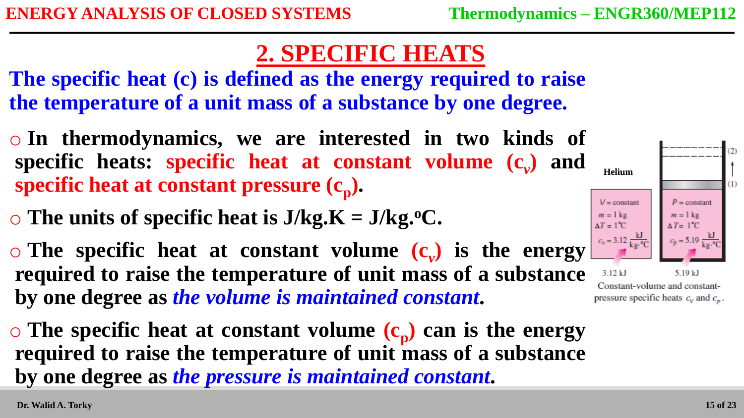## 2. SPECIFIC HEATS

**The specific heat (c) is defined as the energy required to raise the temperature of a unit mass of a substance by one degree.**

- **In thermodynamics, we are interested in two kinds of specific heats: specific heat at constant volume ($c_v$) and specific heat at constant pressure ($c_p$).**
- **The units of specific heat is J/kg.K = J/kg.ºC.**
- **The specific heat at constant volume ($c_v$) is the energy required to raise the temperature of unit mass of a substance by one degree as *the volume is maintained constant*.**
- **The specific heat at constant volume ($c_p$) can is the energy required to raise the temperature of unit mass of a substance by one degree as *the pressure is maintained constant*.**

Helium

$V$ = constant, $m$ = 1 kg, $\Delta T$ = 1°C, $c_v = 3.12 \frac{kJ}{kg \cdot °C}$ — 3.12 kJ

$P$ = constant, $m$ = 1 kg, $\Delta T$ = 1°C, $c_p = 5.19 \frac{kJ}{kg \cdot °C}$ — 5.19 kJ

Constant-volume and constant-pressure specific heats $c_v$ and $c_p$.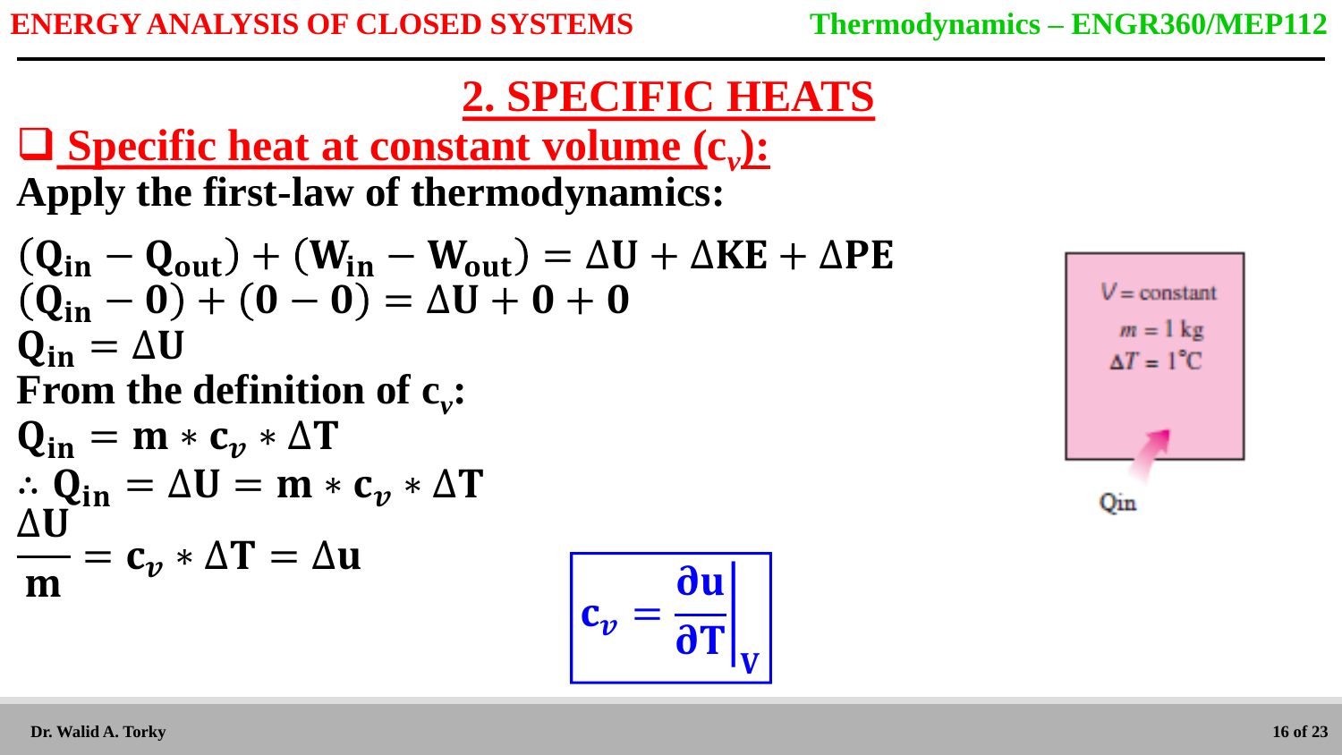## 2. SPECIFIC HEATS

### ❑ Specific heat at constant volume ($c_v$):

**Apply the first-law of thermodynamics:**

$$(Q_{in} - Q_{out}) + (W_{in} - W_{out}) = \Delta U + \Delta KE + \Delta PE$$

$$(Q_{in} - 0) + (0 - 0) = \Delta U + 0 + 0$$

$$Q_{in} = \Delta U$$

**From the definition of $c_v$:**

$$Q_{in} = m * c_v * \Delta T$$

$$\therefore Q_{in} = \Delta U = m * c_v * \Delta T$$

$$\frac{\Delta U}{m} = c_v * \Delta T = \Delta u$$

$$c_v = \left.\frac{\partial u}{\partial T}\right|_V$$

$V$ = constant

$m$ = 1 kg

$\Delta T$ = 1°C

Qin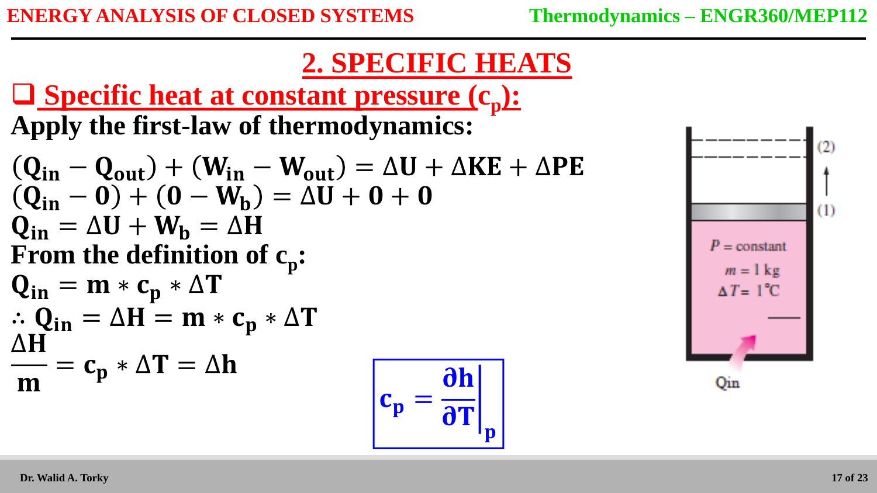## 2. SPECIFIC HEATS

### ❑ Specific heat at constant pressure ($c_p$):

**Apply the first-law of thermodynamics:**

$$(Q_{in} - Q_{out}) + (W_{in} - W_{out}) = \Delta U + \Delta KE + \Delta PE$$

$$(Q_{in} - 0) + (0 - W_b) = \Delta U + 0 + 0$$

$$Q_{in} = \Delta U + W_b = \Delta H$$

**From the definition of $c_p$:**

$$Q_{in} = m * c_p * \Delta T$$

$$\therefore Q_{in} = \Delta H = m * c_p * \Delta T$$

$$\frac{\Delta H}{m} = c_p * \Delta T = \Delta h$$

$$c_p = \left.\frac{\partial h}{\partial T}\right|_p$$

$P$ = constant
$m$ = 1 kg
$\Delta T$ = 1°C
(1)
(2)
Qin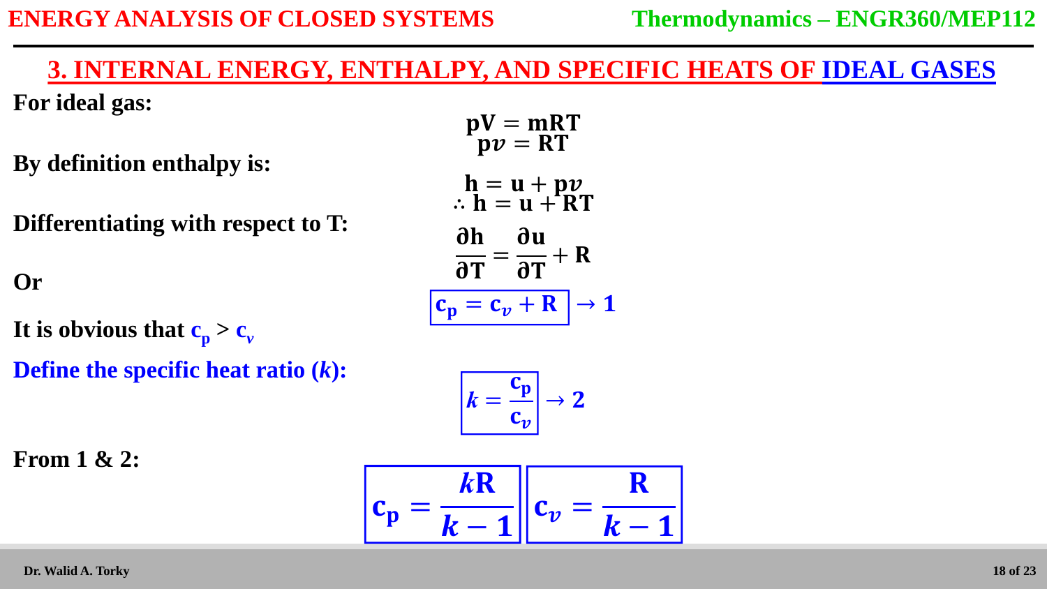## 3. INTERNAL ENERGY, ENTHALPY, AND SPECIFIC HEATS OF IDEAL GASES

**For ideal gas:**

$$pV = mRT$$
$$pv = RT$$

**By definition enthalpy is:**

$$h = u + pv$$
$$\therefore h = u + RT$$

**Differentiating with respect to T:**

$$\frac{\partial h}{\partial T} = \frac{\partial u}{\partial T} + R$$

**Or**

$$\boxed{c_p = c_v + R} \rightarrow 1$$

**It is obvious that $c_p > c_v$**

**Define the specific heat ratio ($k$):**

$$\boxed{k = \frac{c_p}{c_v}} \rightarrow 2$$

**From 1 & 2:**

$$\boxed{c_p = \frac{kR}{k-1}} \quad \boxed{c_v = \frac{R}{k-1}}$$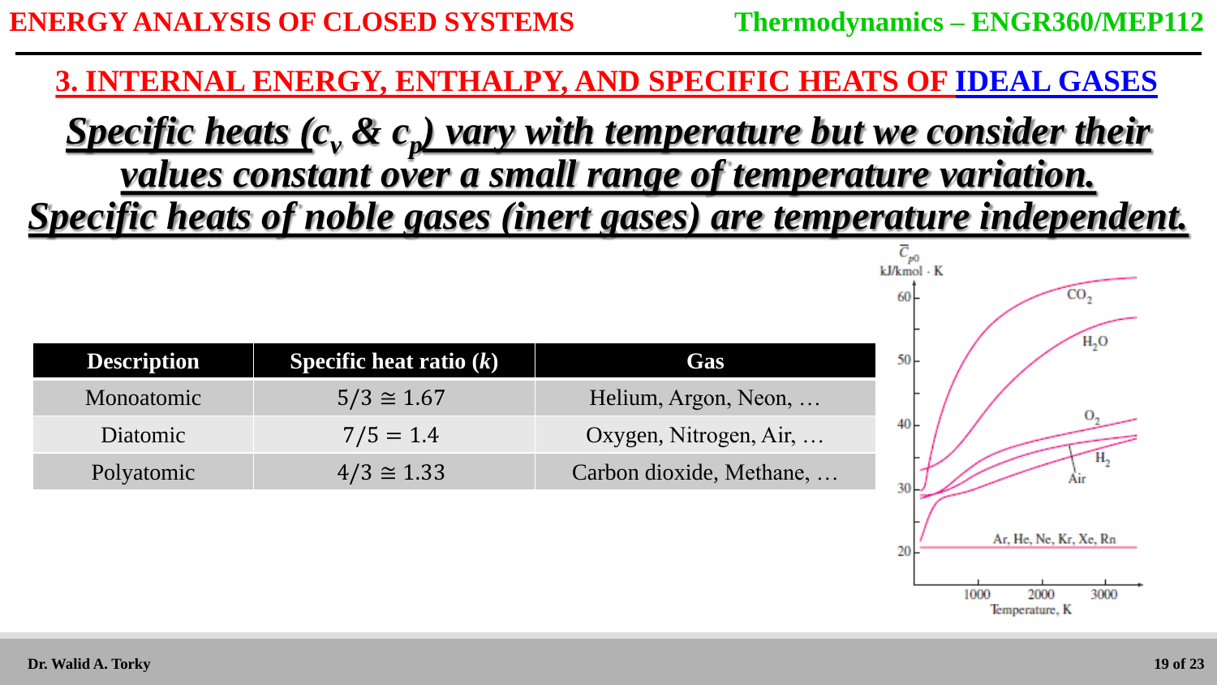## 3. INTERNAL ENERGY, ENTHALPY, AND SPECIFIC HEATS OF IDEAL GASES

***Specific heats ($c_v$ & $c_p$) vary with temperature but we consider their values constant over a small range of temperature variation.***

***Specific heats of noble gases (inert gases) are temperature independent.***

| Description | Specific heat ratio ($k$) | Gas |
|---|---|---|
| Monoatomic | $5/3 \cong 1.67$ | Helium, Argon, Neon, … |
| Diatomic | $7/5 = 1.4$ | Oxygen, Nitrogen, Air, … |
| Polyatomic | $4/3 \cong 1.33$ | Carbon dioxide, Methane, … |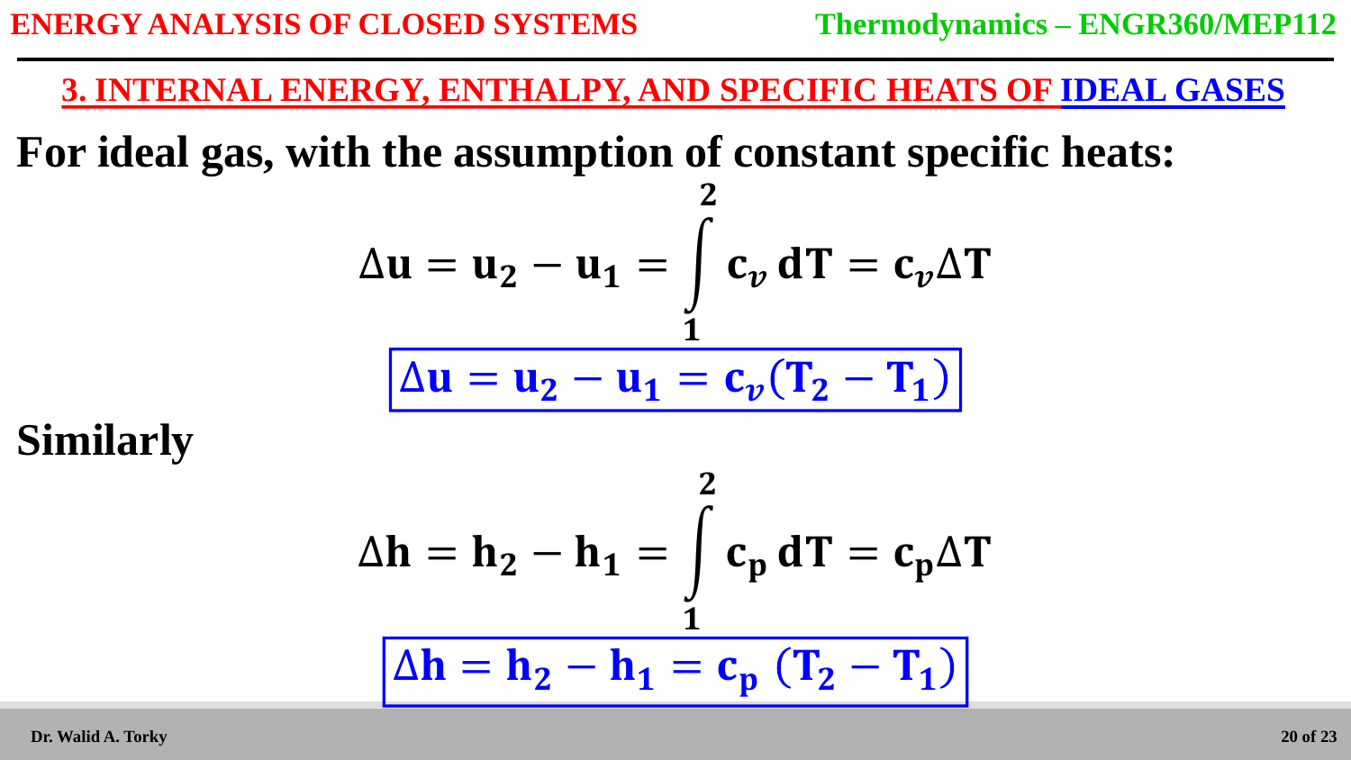## 3. INTERNAL ENERGY, ENTHALPY, AND SPECIFIC HEATS OF IDEAL GASES

**For ideal gas, with the assumption of constant specific heats:**

$$\Delta u = u_2 - u_1 = \int_1^2 c_v \, dT = c_v \Delta T$$

$$\boxed{\Delta u = u_2 - u_1 = c_v (T_2 - T_1)}$$

**Similarly**

$$\Delta h = h_2 - h_1 = \int_1^2 c_p \, dT = c_p \Delta T$$

$$\boxed{\Delta h = h_2 - h_1 = c_p \, (T_2 - T_1)}$$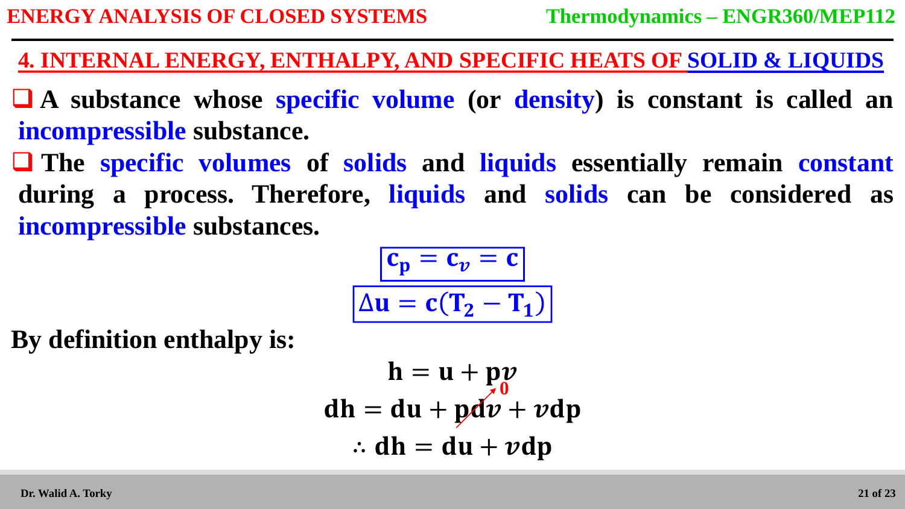## 4. INTERNAL ENERGY, ENTHALPY, AND SPECIFIC HEATS OF SOLID & LIQUIDS

- **A substance whose specific volume (or density) is constant is called an incompressible substance.**
- **The specific volumes of solids and liquids essentially remain constant during a process. Therefore, liquids and solids can be considered as incompressible substances.**

$$\boxed{c_p = c_v = c}$$

$$\boxed{\Delta u = c(T_2 - T_1)}$$

**By definition enthalpy is:**

$$h = u + pv$$

$$dh = du + p\,dv + v\,dp \quad (p\,dv \rightarrow 0)$$

$$\therefore dh = du + v\,dp$$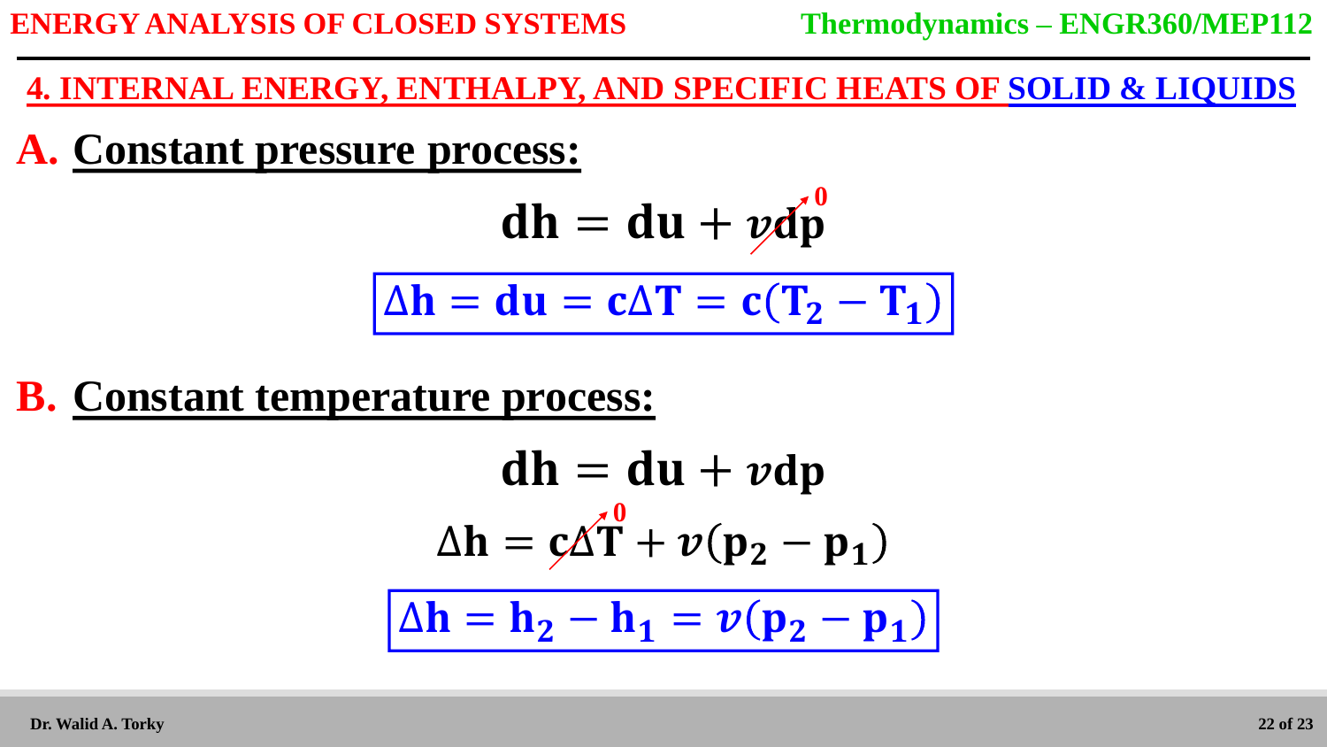## 4. INTERNAL ENERGY, ENTHALPY, AND SPECIFIC HEATS OF SOLID & LIQUIDS

### A. Constant pressure process:

$$\mathbf{dh = du + \mathit{v}dp^{\,0}}$$

$$\boxed{\Delta \mathbf{h} = \mathbf{du} = \mathbf{c}\Delta \mathbf{T} = \mathbf{c}(\mathbf{T_2} - \mathbf{T_1})}$$

### B. Constant temperature process:

$$\mathbf{dh = du + \mathit{v}dp}$$

$$\Delta \mathbf{h} = \mathbf{c}\Delta \mathbf{T}^{\,0} + \mathit{v}(\mathbf{p_2} - \mathbf{p_1})$$

$$\boxed{\Delta \mathbf{h} = \mathbf{h_2} - \mathbf{h_1} = \mathit{v}(\mathbf{p_2} - \mathbf{p_1})}$$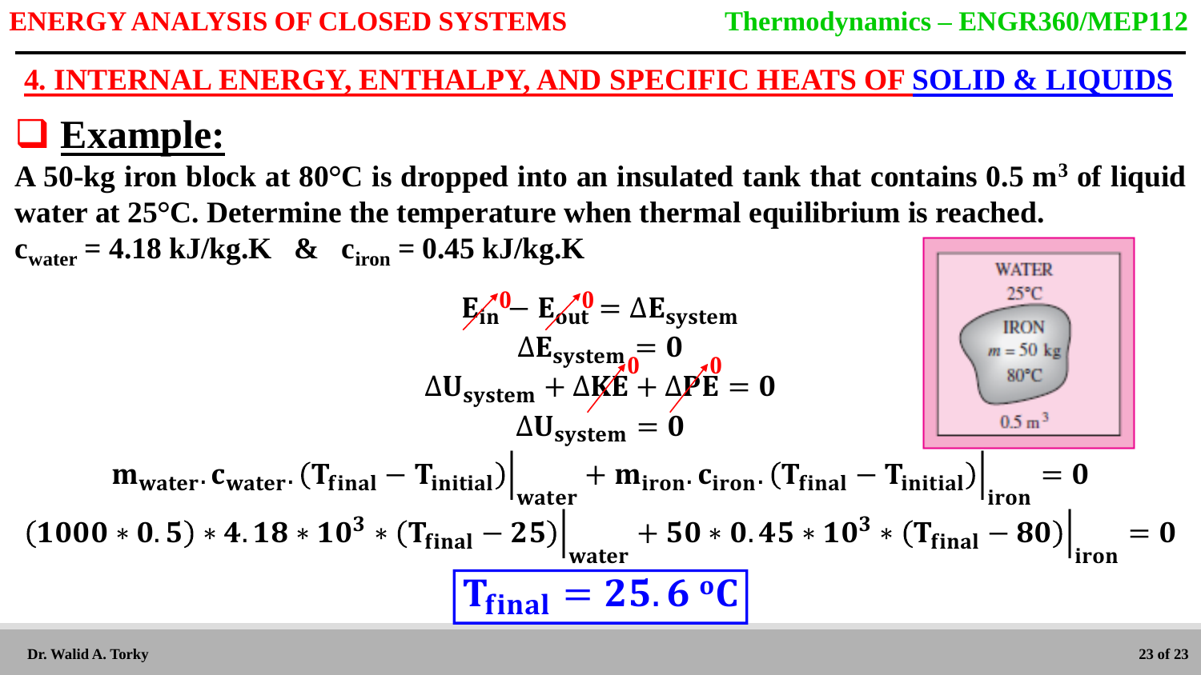## 4. INTERNAL ENERGY, ENTHALPY, AND SPECIFIC HEATS OF SOLID & LIQUIDS

# Example:

**A 50-kg iron block at 80°C is dropped into an insulated tank that contains 0.5 m$^3$ of liquid water at 25°C. Determine the temperature when thermal equilibrium is reached.**

**$c_{water}$ = 4.18 kJ/kg.K & $c_{iron}$ = 0.45 kJ/kg.K**

WATER 25°C

IRON $m = 50$ kg 80°C

0.5 m$^3$

$$E_{in}^{\nearrow 0} - E_{out}^{\nearrow 0} = \Delta E_{system}$$

$$\Delta E_{system} = 0$$

$$\Delta U_{system} + \Delta KE^{\nearrow 0} + \Delta PE^{\nearrow 0} = 0$$

$$\Delta U_{system} = 0$$

$$m_{water} . c_{water} . (T_{final} - T_{initial})\Big|_{water} + m_{iron} . c_{iron} . (T_{final} - T_{initial})\Big|_{iron} = 0$$

$$(1000 * 0.5) * 4.18 * 10^3 * (T_{final} - 25)\Big|_{water} + 50 * 0.45 * 10^3 * (T_{final} - 80)\Big|_{iron} = 0$$

$$\boxed{T_{final} = 25.6\ ^{o}C}$$